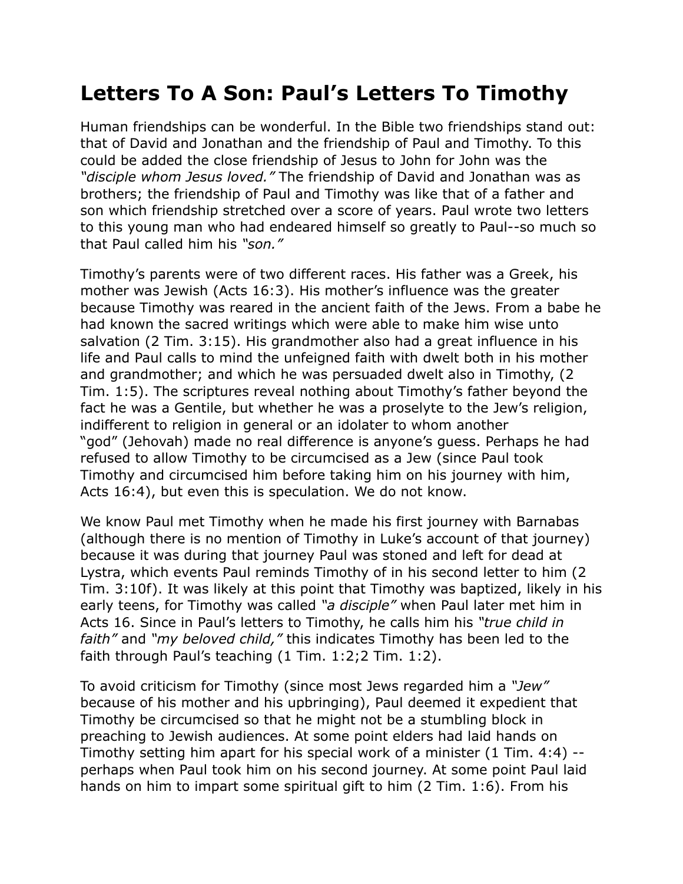# Letters To A Son: Paul's Letters To Timothy

Human friendships can be wonderful. In the Bible two friendships stand out: that of David and Jonathan and the friendship of Paul and Timothy. To this could be added the close friendship of Jesus to John for John was the *"disciple whom Jesus loved."* The friendship of David and Jonathan was as brothers; the friendship of Paul and Timothy was like that of a father and son which friendship stretched over a score of years. Paul wrote two letters to this young man who had endeared himself so greatly to Paul--so much so that Paul called him his *"son."*

Timothy's parents were of two different races. His father was a Greek, his mother was Jewish (Acts 16:3). His mother's influence was the greater because Timothy was reared in the ancient faith of the Jews. From a babe he had known the sacred writings which were able to make him wise unto salvation (2 Tim. 3:15). His grandmother also had a great influence in his life and Paul calls to mind the unfeigned faith with dwelt both in his mother and grandmother; and which he was persuaded dwelt also in Timothy, (2 Tim. 1:5). The scriptures reveal nothing about Timothy's father beyond the fact he was a Gentile, but whether he was a proselyte to the Jew's religion, indifferent to religion in general or an idolater to whom another "god" (Jehovah) made no real difference is anyone's guess. Perhaps he had refused to allow Timothy to be circumcised as a Jew (since Paul took Timothy and circumcised him before taking him on his journey with him, Acts 16:4), but even this is speculation. We do not know.

We know Paul met Timothy when he made his first journey with Barnabas (although there is no mention of Timothy in Luke's account of that journey) because it was during that journey Paul was stoned and left for dead at Lystra, which events Paul reminds Timothy of in his second letter to him (2 Tim. 3:10f). It was likely at this point that Timothy was baptized, likely in his early teens, for Timothy was called *"a disciple"* when Paul later met him in Acts 16. Since in Paul's letters to Timothy, he calls him his *"true child in faith"* and *"my beloved child,"* this indicates Timothy has been led to the faith through Paul's teaching (1 Tim. 1:2;2 Tim. 1:2).

To avoid criticism for Timothy (since most Jews regarded him a *"Jew"* because of his mother and his upbringing), Paul deemed it expedient that Timothy be circumcised so that he might not be a stumbling block in preaching to Jewish audiences. At some point elders had laid hands on Timothy setting him apart for his special work of a minister (1 Tim. 4:4) -- perhaps when Paul took him on his second journey. At some point Paul laid hands on him to impart some spiritual gift to him (2 Tim. 1:6). From his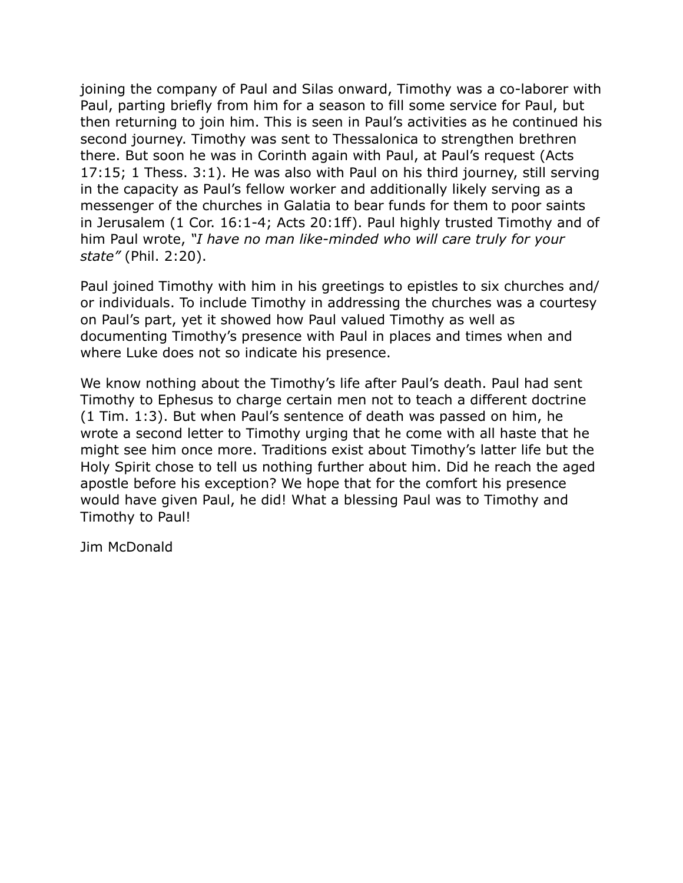joining the company of Paul and Silas onward, Timothy was a co-laborer with Paul, parting briefly from him for a season to fill some service for Paul, but then returning to join him. This is seen in Paul's activities as he continued his second journey. Timothy was sent to Thessalonica to strengthen brethren there. But soon he was in Corinth again with Paul, at Paul's request (Acts 17:15; 1 Thess. 3:1). He was also with Paul on his third journey, still serving in the capacity as Paul's fellow worker and additionally likely serving as a messenger of the churches in Galatia to bear funds for them to poor saints in Jerusalem (1 Cor. 16:1-4; Acts 20:1ff). Paul highly trusted Timothy and of him Paul wrote, *"I have no man like-minded who will care truly for your state"* (Phil. 2:20).

Paul joined Timothy with him in his greetings to epistles to six churches and/or individuals. To include Timothy in addressing the churches was a courtesy on Paul's part, yet it showed how Paul valued Timothy as well as documenting Timothy's presence with Paul in places and times when and where Luke does not so indicate his presence.

We know nothing about the Timothy's life after Paul's death. Paul had sent Timothy to Ephesus to charge certain men not to teach a different doctrine (1 Tim. 1:3). But when Paul's sentence of death was passed on him, he wrote a second letter to Timothy urging that he come with all haste that he might see him once more. Traditions exist about Timothy's latter life but the Holy Spirit chose to tell us nothing further about him. Did he reach the aged apostle before his exception? We hope that for the comfort his presence would have given Paul, he did! What a blessing Paul was to Timothy and Timothy to Paul!

Jim McDonald